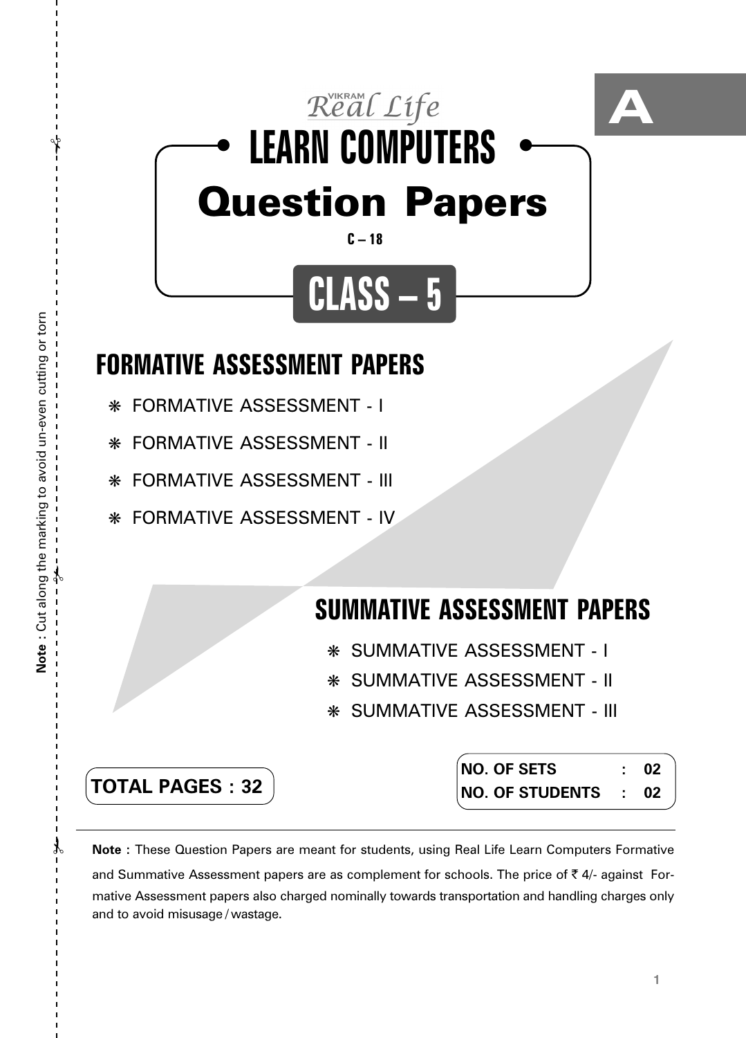A

VIKRAM *Real Life*

# LEARN COMPUTERS

# Question Papers

C – 18

## CLASS – 5

## FORMATIVE ASSESSMENT PAPERS

- FORMATIVE ASSESSMENT - I
- FORMATIVE ASSESSMENT - II
- FORMATIVE ASSESSMENT - III
- FORMATIVE ASSESSMENT - IV

## SUMMATIVE ASSESSMENT PAPERS

- SUMMATIVE ASSESSMENT - I
- SUMMATIVE ASSESSMENT - II
- SUMMATIVE ASSESSMENT - III

**TOTAL PAGES : 32**

**NO. OF SETS : 02**
**NO. OF STUDENTS : 02**

**Note :** These Question Papers are meant for students, using Real Life Learn Computers Formative and Summative Assessment papers are as complement for schools. The price of ₹ 4/- against Formative Assessment papers also charged nominally towards transportation and handling charges only and to avoid misusage / wastage.

**Note :** Cut along the marking to avoid un-even cutting or torn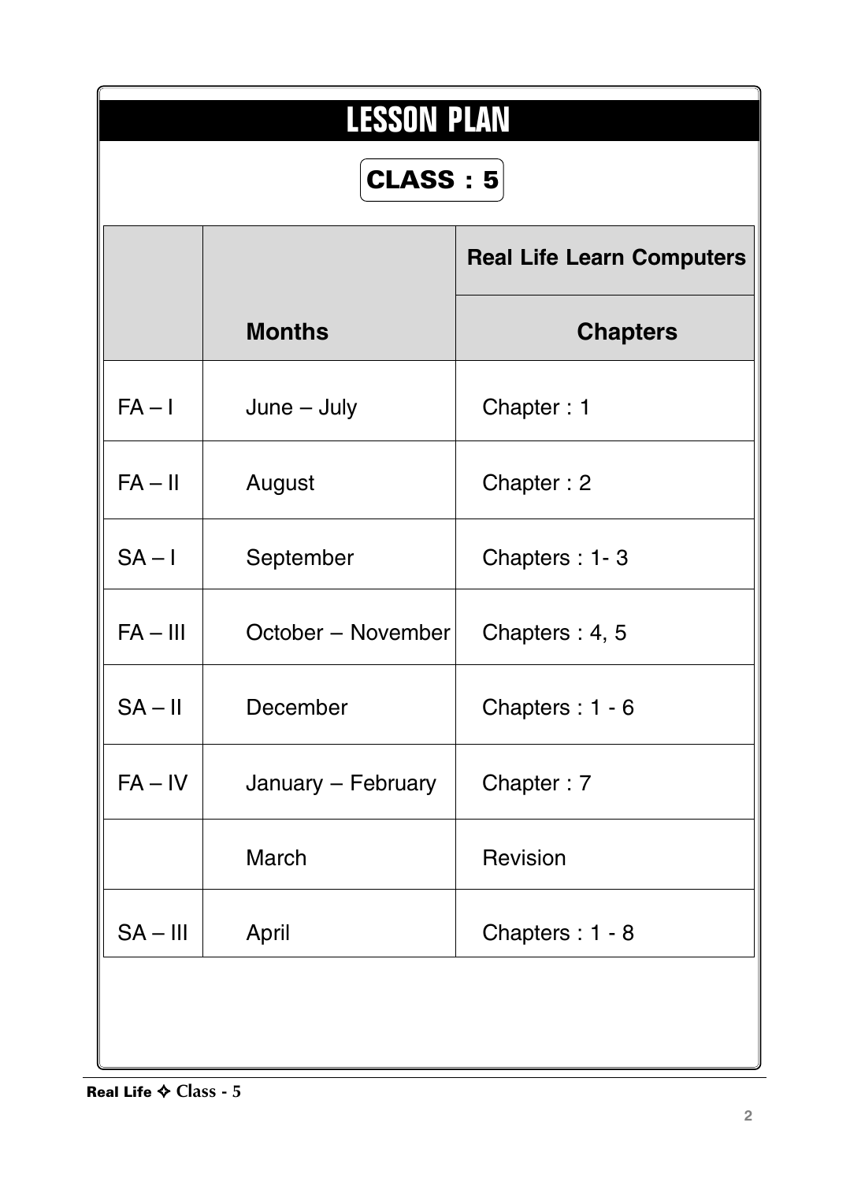# LESSON PLAN

**CLASS : 5**

| | | Real Life Learn Computers |
|---|---|---|
| | **Months** | **Chapters** |
| FA – I | June – July | Chapter : 1 |
| FA – II | August | Chapter : 2 |
| SA – I | September | Chapters : 1- 3 |
| FA – III | October – November | Chapters : 4, 5 |
| SA – II | December | Chapters : 1 - 6 |
| FA – IV | January – February | Chapter : 7 |
| | March | Revision |
| SA – III | April | Chapters : 1 - 8 |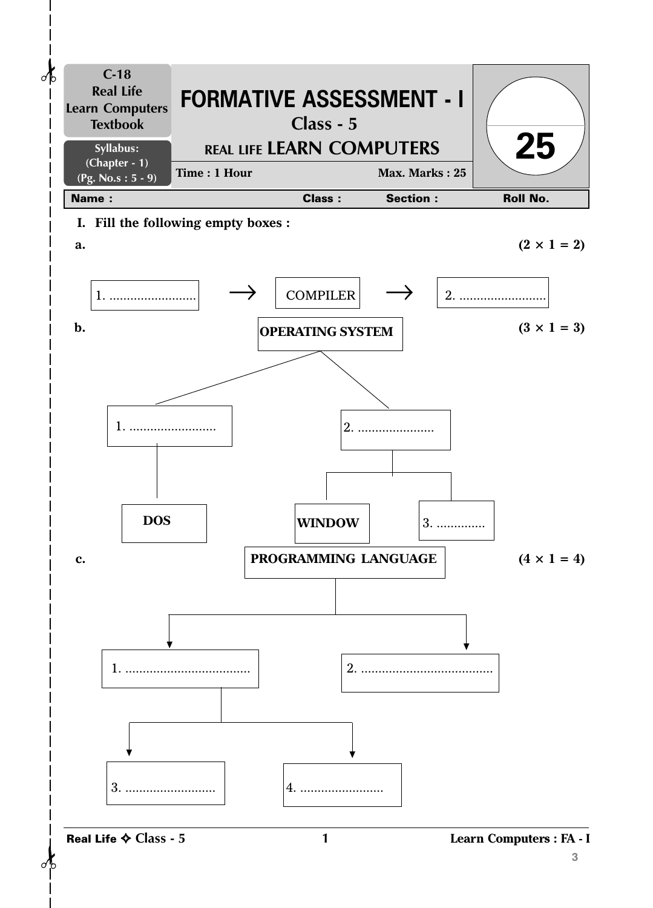| C-18 Real Life Learn Computers Textbook | FORMATIVE ASSESSMENT - I | 25 |
|---|---|---|
| Syllabus: (Chapter - 1) (Pg. No.s : 5 - 9) | Class - 5 | |
| | REAL LIFE LEARN COMPUTERS | |
| | Time : 1 Hour     Max. Marks : 25 | |

**Name :**                **Class :**        **Section :**        **Roll No.**

**I. Fill the following empty boxes :**

**a.** **(2 × 1 = 2)**

1. ......................... → COMPILER → 2. .........................

**b.** **(3 × 1 = 3)**

**OPERATING SYSTEM**

- 1. .........................
  - **DOS**
- 2. ......................
  - **WINDOW**
  - 3. ..............

**c.** **(4 × 1 = 4)**

**PROGRAMMING LANGUAGE**

- 1. ....................................
  - 3. ..........................
  - 4. ........................
- 2. ......................................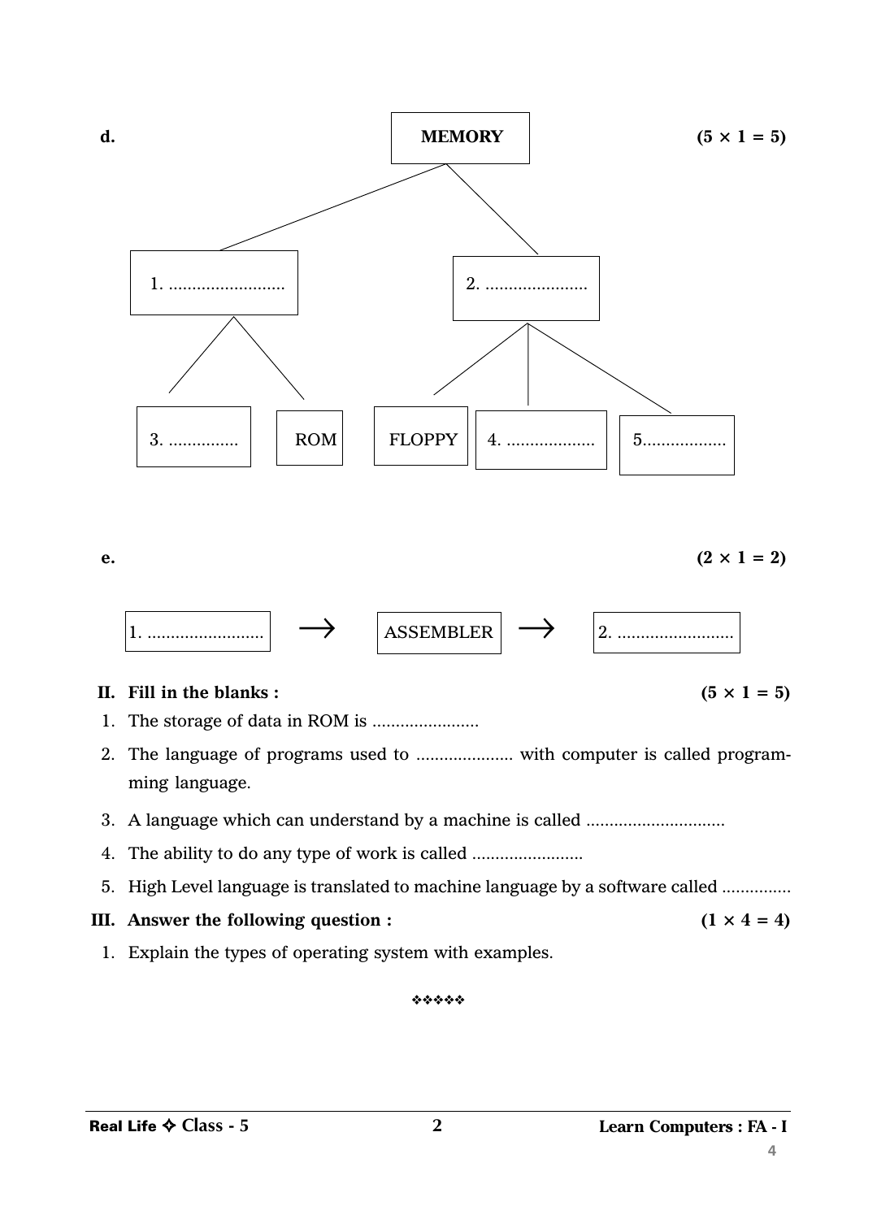**d.** **(5 × 1 = 5)**

MEMORY

- 1. .........................
  - 3. ...............
  - ROM
- 2. ......................
  - FLOPPY
  - 4. ...................
  - 5..................

**e.** **(2 × 1 = 2)**

1. ......................... → ASSEMBLER → 2. .........................

**II. Fill in the blanks :** **(5 × 1 = 5)**

1. The storage of data in ROM is .......................
2. The language of programs used to ..................... with computer is called programming language.
3. A language which can understand by a machine is called .............................
4. The ability to do any type of work is called ........................
5. High Level language is translated to machine language by a software called ...............

**III. Answer the following question :** **(1 × 4 = 4)**

1. Explain the types of operating system with examples.

❖❖❖❖❖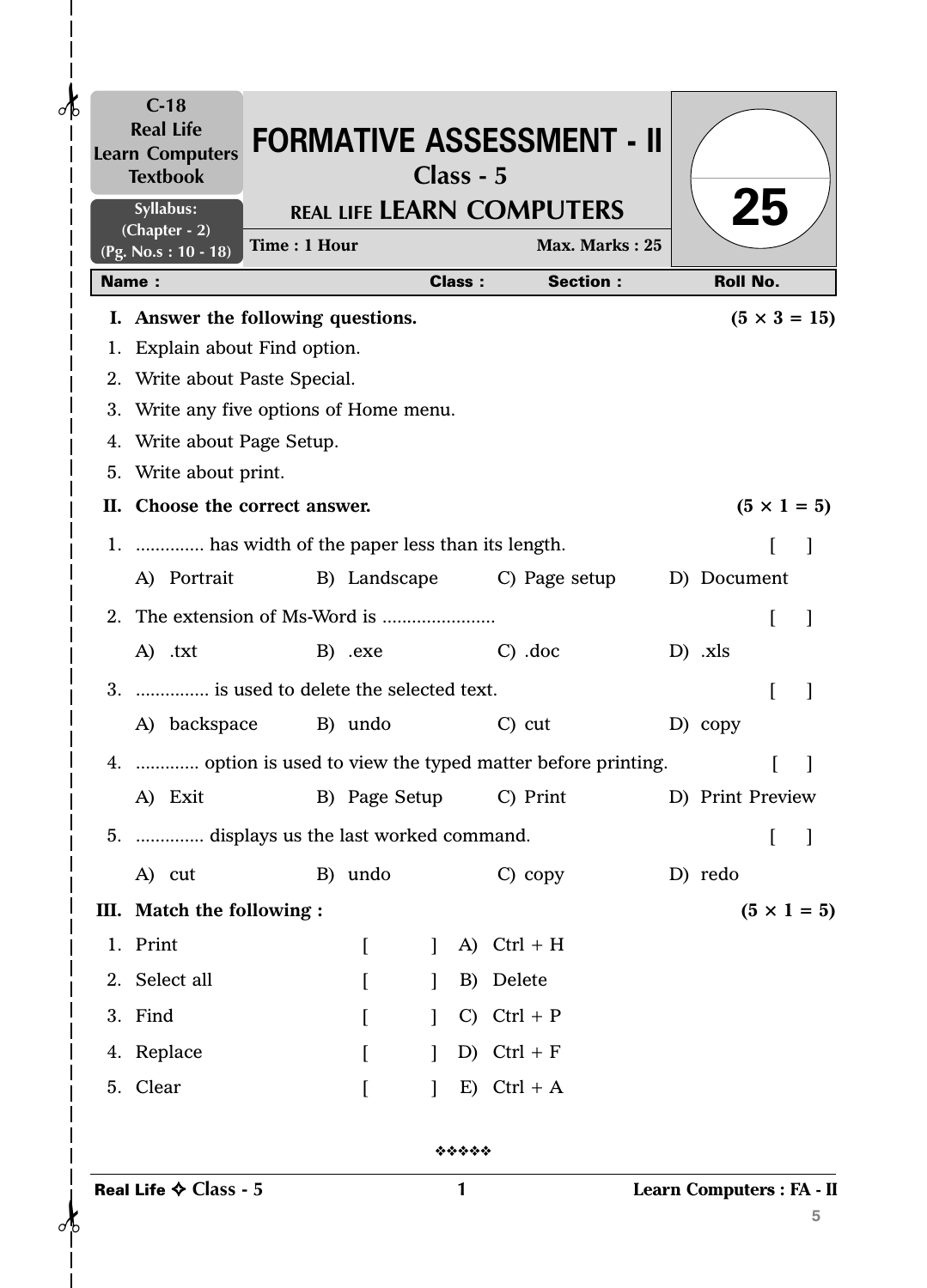C-18
Real Life
Learn Computers
Textbook

Syllabus:
(Chapter - 2)
(Pg. No.s : 10 - 18)

# FORMATIVE ASSESSMENT - II

**Class - 5**

**REAL LIFE LEARN COMPUTERS**

**Time : 1 Hour** **Max. Marks : 25**

**25**

| Name : | Class : | Section : | Roll No. |
|---|---|---|---|

**I. Answer the following questions.** **(5 × 3 = 15)**

1. Explain about Find option.
2. Write about Paste Special.
3. Write any five options of Home menu.
4. Write about Page Setup.
5. Write about print.

**II. Choose the correct answer.** **(5 × 1 = 5)**

1. ............. has width of the paper less than its length. [ ]
   A) Portrait B) Landscape C) Page setup D) Document
2. The extension of Ms-Word is ...................... [ ]
   A) .txt B) .exe C) .doc D) .xls
3. ............... is used to delete the selected text. [ ]
   A) backspace B) undo C) cut D) copy
4. ............ option is used to view the typed matter before printing. [ ]
   A) Exit B) Page Setup C) Print D) Print Preview
5. ............. displays us the last worked command. [ ]
   A) cut B) undo C) copy D) redo

**III. Match the following :** **(5 × 1 = 5)**

| | | | |
|---|---|---|---|
| 1. Print | [ ] | A) | Ctrl + H |
| 2. Select all | [ ] | B) | Delete |
| 3. Find | [ ] | C) | Ctrl + P |
| 4. Replace | [ ] | D) | Ctrl + F |
| 5. Clear | [ ] | E) | Ctrl + A |

❖❖❖❖❖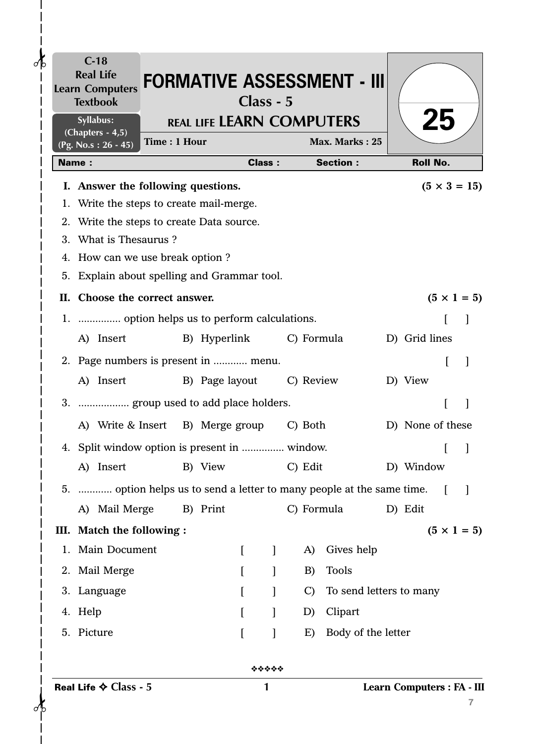C-18
Real Life
Learn Computers
Textbook

Syllabus:
(Chapters - 4,5)
(Pg. No.s : 26 - 45)

# FORMATIVE ASSESSMENT - III

## Class - 5

## REAL LIFE LEARN COMPUTERS

**Time : 1 Hour** **Max. Marks : 25**

25

| Name : | Class : | Section : | Roll No. |
|---|---|---|---|

**I. Answer the following questions.** **(5 × 3 = 15)**

1. Write the steps to create mail-merge.
2. Write the steps to create Data source.
3. What is Thesaurus ?
4. How can we use break option ?
5. Explain about spelling and Grammar tool.

**II. Choose the correct answer.** **(5 × 1 = 5)**

1. ............... option helps us to perform calculations. [ ]
   A) Insert B) Hyperlink C) Formula D) Grid lines
2. Page numbers is present in ............ menu. [ ]
   A) Insert B) Page layout C) Review D) View
3. .................. group used to add place holders. [ ]
   A) Write & Insert B) Merge group C) Both D) None of these
4. Split window option is present in .............. window. [ ]
   A) Insert B) View C) Edit D) Window
5. ............ option helps us to send a letter to many people at the same time. [ ]
   A) Mail Merge B) Print C) Formula D) Edit

**III. Match the following :** **(5 × 1 = 5)**

| | | | |
|---|---|---|---|
| 1. Main Document | [ ] | A) | Gives help |
| 2. Mail Merge | [ ] | B) | Tools |
| 3. Language | [ ] | C) | To send letters to many |
| 4. Help | [ ] | D) | Clipart |
| 5. Picture | [ ] | E) | Body of the letter |

❖❖❖❖❖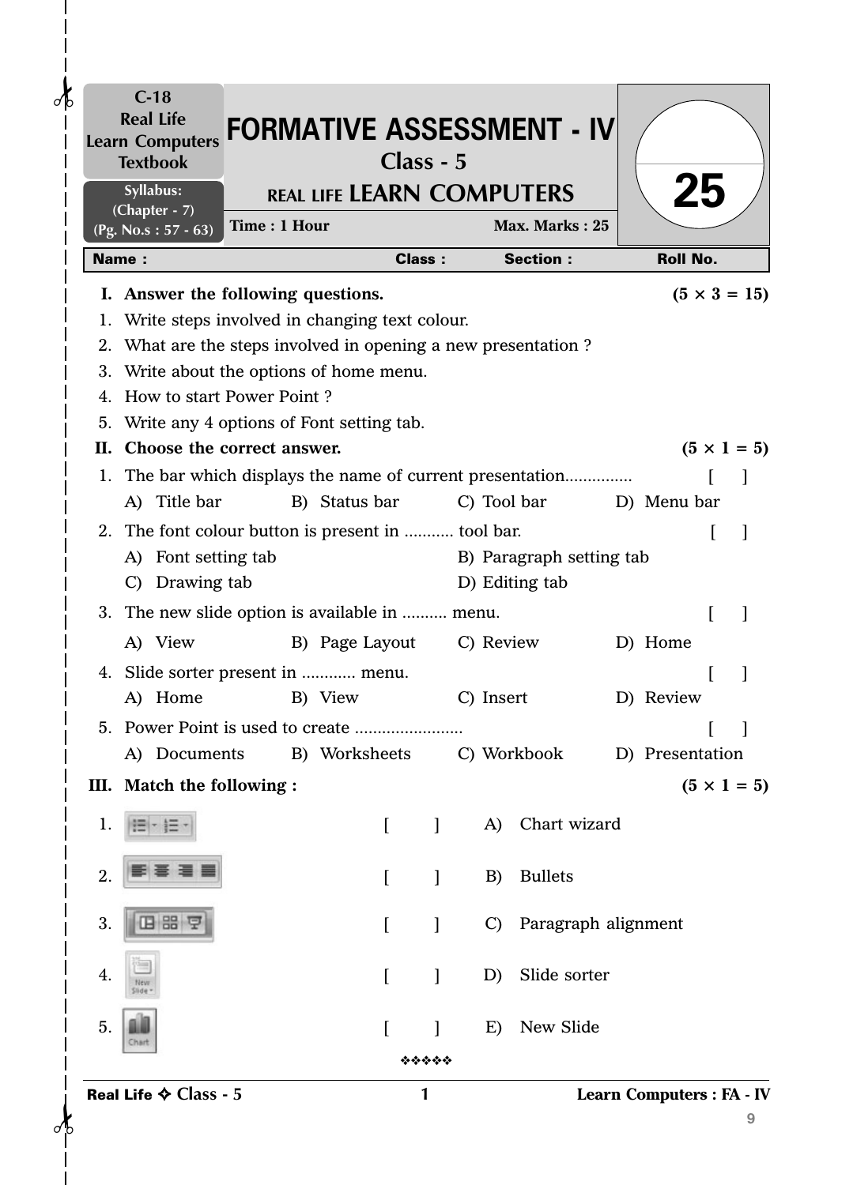C-18
Real Life
Learn Computers
Textbook

Syllabus:
(Chapter - 7)
(Pg. No.s : 57 - 63)

# FORMATIVE ASSESSMENT - IV

## Class - 5

## REAL LIFE LEARN COMPUTERS

Time : 1 Hour | Max. Marks : 25

25

| Name : | Class : | Section : | Roll No. |
|---|---|---|---|

**I. Answer the following questions.** **(5 × 3 = 15)**

1. Write steps involved in changing text colour.
2. What are the steps involved in opening a new presentation ?
3. Write about the options of home menu.
4. How to start Power Point ?
5. Write any 4 options of Font setting tab.

**II. Choose the correct answer.** **(5 × 1 = 5)**

1. The bar which displays the name of current presentation............... [ ]
   A) Title bar B) Status bar C) Tool bar D) Menu bar
2. The font colour button is present in ........... tool bar. [ ]
   A) Font setting tab B) Paragraph setting tab
   C) Drawing tab D) Editing tab
3. The new slide option is available in .......... menu. [ ]
   A) View B) Page Layout C) Review D) Home
4. Slide sorter present in ............ menu. [ ]
   A) Home B) View C) Insert D) Review
5. Power Point is used to create ........................ [ ]
   A) Documents B) Worksheets C) Workbook D) Presentation

**III. Match the following :** **(5 × 1 = 5)**

1. [ ] A) Chart wizard
2. [ ] B) Bullets
3. [ ] C) Paragraph alignment
4. New Slide [ ] D) Slide sorter
5. Chart [ ] E) New Slide

❖❖❖❖❖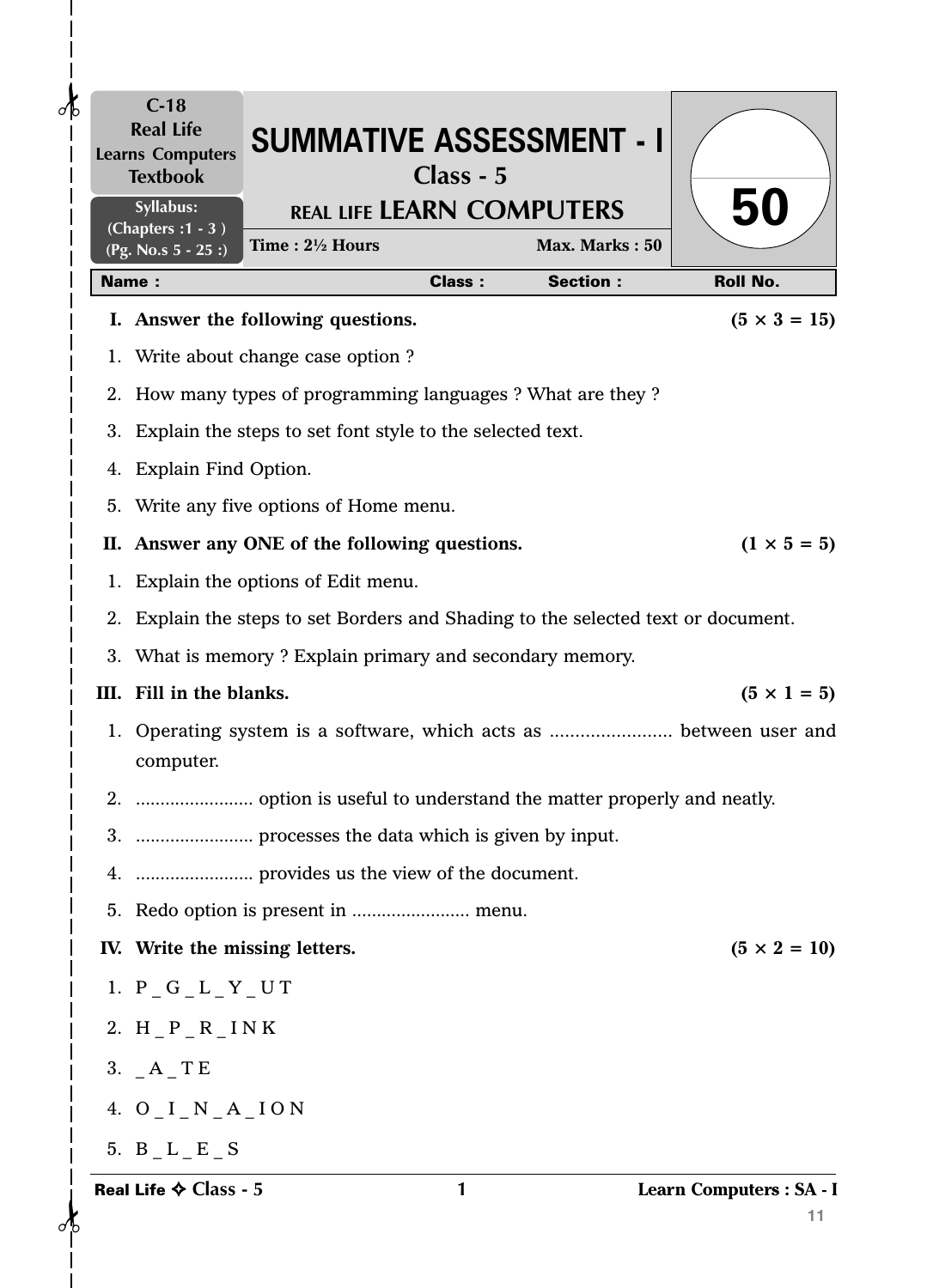C-18
Real Life
Learns Computers
Textbook

Syllabus:
(Chapters :1 - 3 )
(Pg. No.s 5 - 25 :)

# SUMMATIVE ASSESSMENT - I

## Class - 5

## REAL LIFE LEARN COMPUTERS

Time : 2½ Hours | Max. Marks : 50

50

| Name : | Class : | Section : | Roll No. |
|---|---|---|---|

**I. Answer the following questions.** **(5 × 3 = 15)**

1. Write about change case option ?
2. How many types of programming languages ? What are they ?
3. Explain the steps to set font style to the selected text.
4. Explain Find Option.
5. Write any five options of Home menu.

**II. Answer any ONE of the following questions.** **(1 × 5 = 5)**

1. Explain the options of Edit menu.
2. Explain the steps to set Borders and Shading to the selected text or document.
3. What is memory ? Explain primary and secondary memory.

**III. Fill in the blanks.** **(5 × 1 = 5)**

1. Operating system is a software, which acts as ........................ between user and computer.
2. ........................ option is useful to understand the matter properly and neatly.
3. ........................ processes the data which is given by input.
4. ........................ provides us the view of the document.
5. Redo option is present in ........................ menu.

**IV. Write the missing letters.** **(5 × 2 = 10)**

1. P _ G _ L _ Y _ U T
2. H _ P _ R _ I N K
3. _ A _ T E
4. O _ I _ N _ A _ I O N
5. B _ L _ E _ S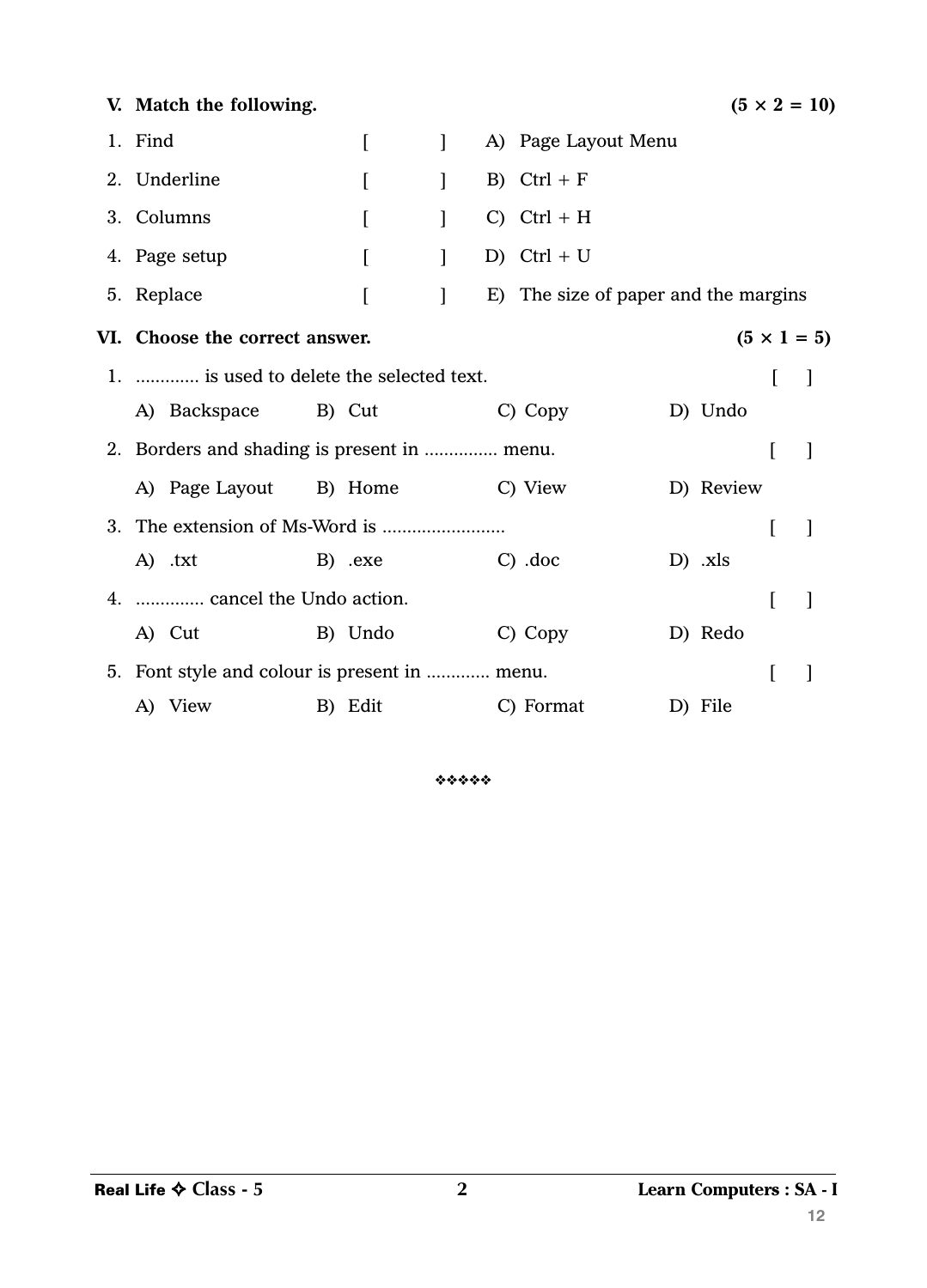**V. Match the following.** **(5 × 2 = 10)**

| | | | |
|---|---|---|---|
| 1. Find | [ ] | A) | Page Layout Menu |
| 2. Underline | [ ] | B) | Ctrl + F |
| 3. Columns | [ ] | C) | Ctrl + H |
| 4. Page setup | [ ] | D) | Ctrl + U |
| 5. Replace | [ ] | E) | The size of paper and the margins |

**VI. Choose the correct answer.** **(5 × 1 = 5)**

1. ............. is used to delete the selected text. [ ]

   A) Backspace  B) Cut  C) Copy  D) Undo

2. Borders and shading is present in ............... menu. [ ]

   A) Page Layout  B) Home  C) View  D) Review

3. The extension of Ms-Word is ......................... [ ]

   A) .txt  B) .exe  C) .doc  D) .xls

4. ............. cancel the Undo action. [ ]

   A) Cut  B) Undo  C) Copy  D) Redo

5. Font style and colour is present in ............. menu. [ ]

   A) View  B) Edit  C) Format  D) File

❖❖❖❖❖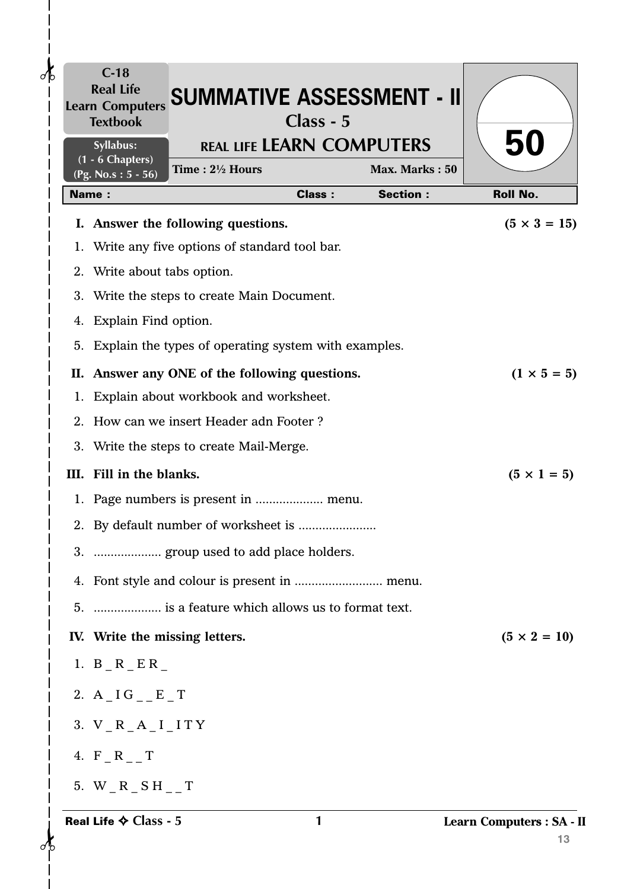C-18
Real Life
Learn Computers
Textbook

Syllabus:
(1 - 6 Chapters)
(Pg. No.s : 5 - 56)

# SUMMATIVE ASSESSMENT - II

## Class - 5

## REAL LIFE LEARN COMPUTERS

Time : 2½ Hours | Max. Marks : 50

50

| Name : | Class : | Section : | Roll No. |
|---|---|---|---|

**I. Answer the following questions.** **(5 × 3 = 15)**

1. Write any five options of standard tool bar.
2. Write about tabs option.
3. Write the steps to create Main Document.
4. Explain Find option.
5. Explain the types of operating system with examples.

**II. Answer any ONE of the following questions.** **(1 × 5 = 5)**

1. Explain about workbook and worksheet.
2. How can we insert Header adn Footer ?
3. Write the steps to create Mail-Merge.

**III. Fill in the blanks.** **(5 × 1 = 5)**

1. Page numbers is present in .................... menu.
2. By default number of worksheet is .......................
3. .................... group used to add place holders.
4. Font style and colour is present in .......................... menu.
5. .................... is a feature which allows us to format text.

**IV. Write the missing letters.** **(5 × 2 = 10)**

1. B _ R _ E R _
2. A _ I G _ _ E _ T
3. V _ R _ A _ I _ I T Y
4. F _ R _ _ T
5. W _ R _ S H _ _ T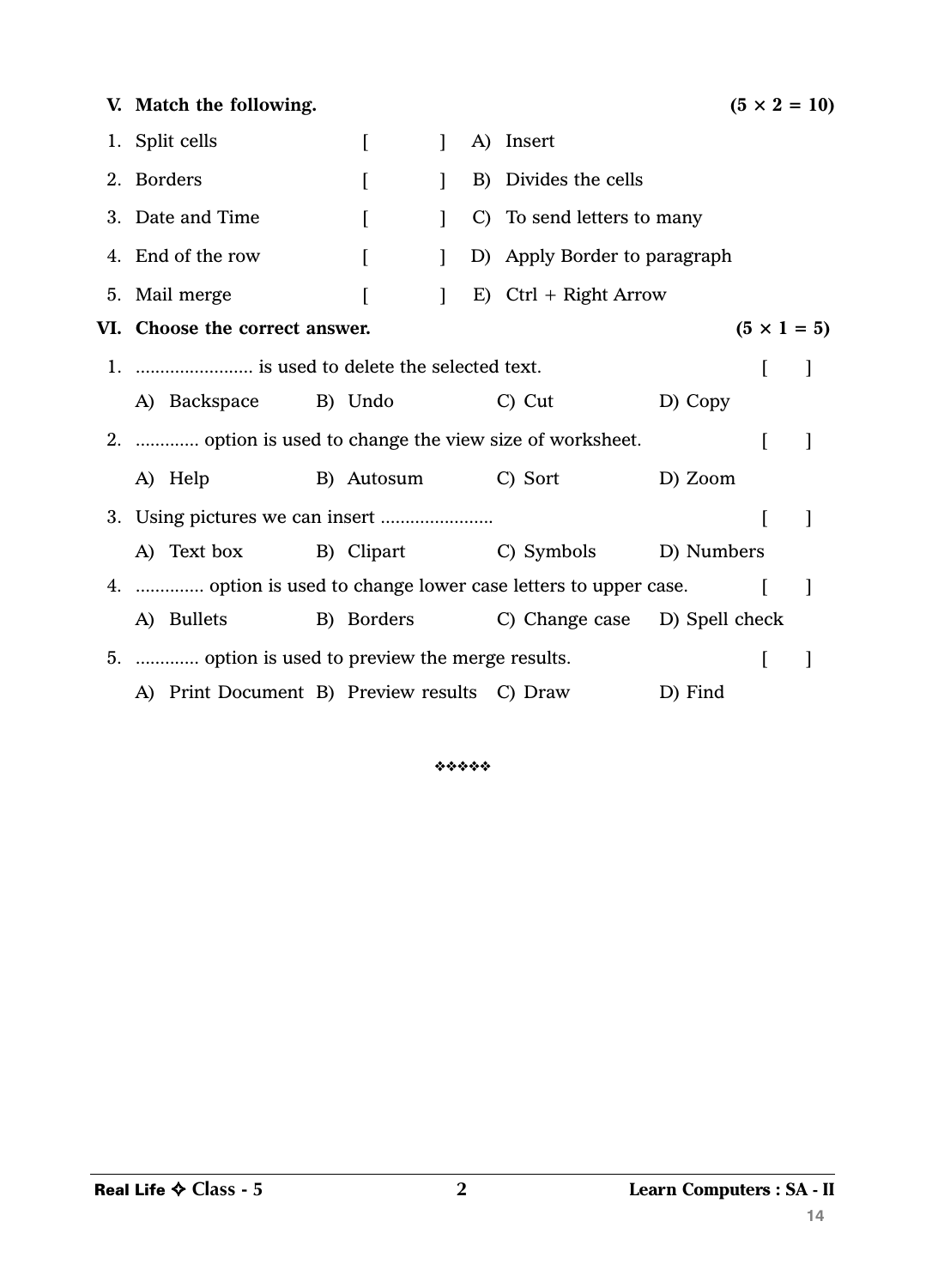**V. Match the following.** **(5 × 2 = 10)**

| | | | |
|---|---|---|---|
| 1. Split cells | [ ] | A) | Insert |
| 2. Borders | [ ] | B) | Divides the cells |
| 3. Date and Time | [ ] | C) | To send letters to many |
| 4. End of the row | [ ] | D) | Apply Border to paragraph |
| 5. Mail merge | [ ] | E) | Ctrl + Right Arrow |

**VI. Choose the correct answer.** **(5 × 1 = 5)**

1. ........................ is used to delete the selected text. [ ]

   A) Backspace B) Undo C) Cut D) Copy

2. ............. option is used to change the view size of worksheet. [ ]

   A) Help B) Autosum C) Sort D) Zoom

3. Using pictures we can insert ....................... [ ]

   A) Text box B) Clipart C) Symbols D) Numbers

4. .............. option is used to change lower case letters to upper case. [ ]

   A) Bullets B) Borders C) Change case D) Spell check

5. ............. option is used to preview the merge results. [ ]

   A) Print Document B) Preview results C) Draw D) Find

❖❖❖❖❖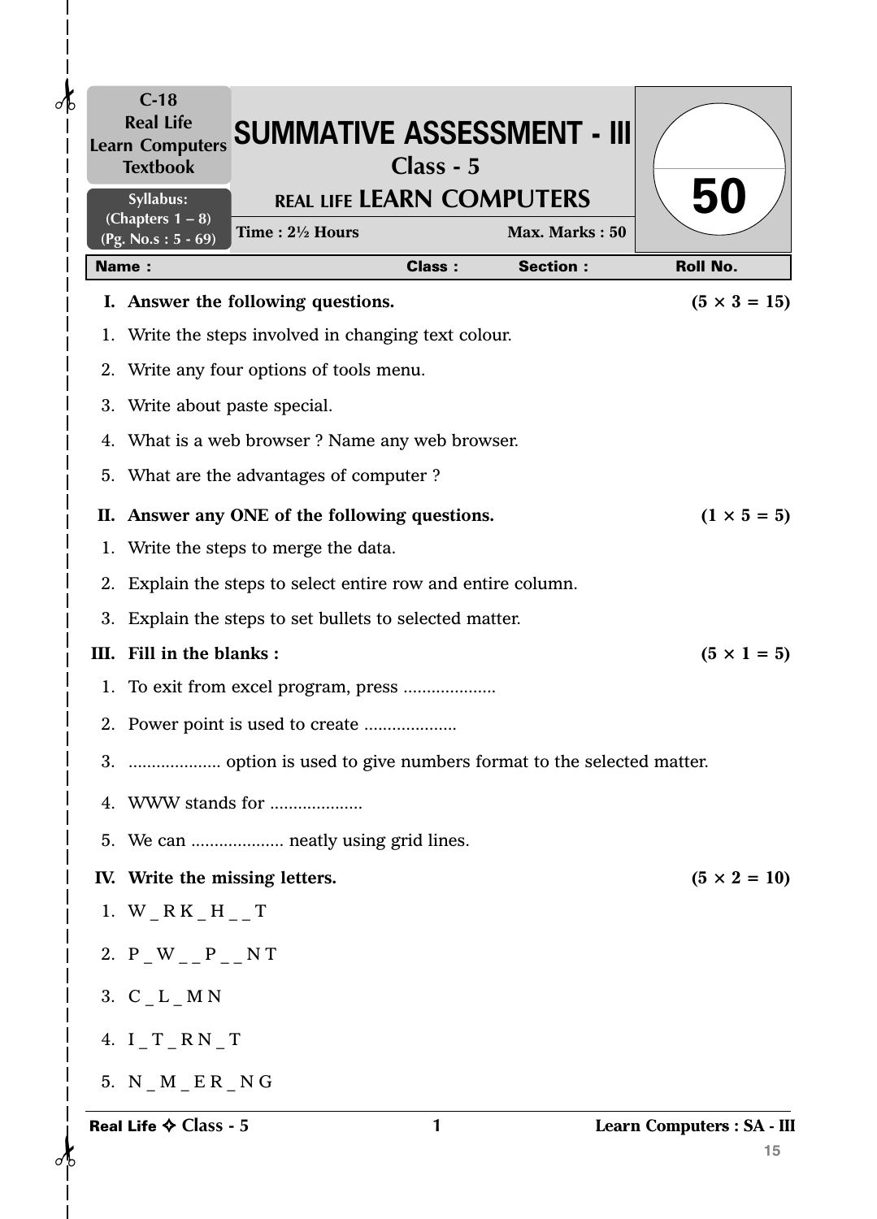C-18
Real Life
Learn Computers
Textbook

Syllabus:
(Chapters 1 – 8)
(Pg. No.s : 5 - 69)

# SUMMATIVE ASSESSMENT - III

## Class - 5

## REAL LIFE LEARN COMPUTERS

Time : 2½ Hours | Max. Marks : 50

50

| Name : | Class : | Section : | Roll No. |
|---|---|---|---|

**I. Answer the following questions.** **(5 × 3 = 15)**

1. Write the steps involved in changing text colour.
2. Write any four options of tools menu.
3. Write about paste special.
4. What is a web browser ? Name any web browser.
5. What are the advantages of computer ?

**II. Answer any ONE of the following questions.** **(1 × 5 = 5)**

1. Write the steps to merge the data.
2. Explain the steps to select entire row and entire column.
3. Explain the steps to set bullets to selected matter.

**III. Fill in the blanks :** **(5 × 1 = 5)**

1. To exit from excel program, press ....................
2. Power point is used to create ....................
3. .................... option is used to give numbers format to the selected matter.
4. WWW stands for ....................
5. We can .................... neatly using grid lines.

**IV. Write the missing letters.** **(5 × 2 = 10)**

1. W _ R K _ H _ _ T
2. P _ W _ _ P _ _ N T
3. C _ L _ M N
4. I _ T _ R N _ T
5. N _ M _ E R _ N G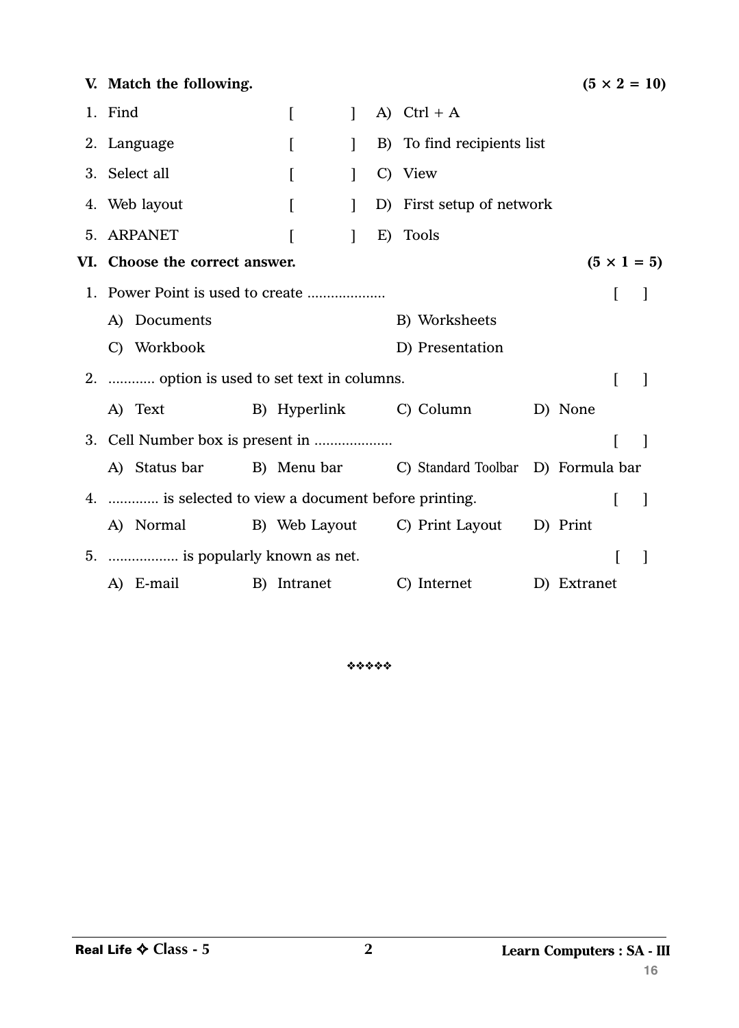## V. Match the following. (5 × 2 = 10)

| | | | |
|---|---|---|---|
| 1. Find | [ ] | A) | Ctrl + A |
| 2. Language | [ ] | B) | To find recipients list |
| 3. Select all | [ ] | C) | View |
| 4. Web layout | [ ] | D) | First setup of network |
| 5. ARPANET | [ ] | E) | Tools |

## VI. Choose the correct answer. (5 × 1 = 5)

1. Power Point is used to create .................... [ ]

   A) Documents B) Worksheets

   C) Workbook D) Presentation

2. ............ option is used to set text in columns. [ ]

   A) Text B) Hyperlink C) Column D) None

3. Cell Number box is present in .................... [ ]

   A) Status bar B) Menu bar C) Standard Toolbar D) Formula bar

4. ............. is selected to view a document before printing. [ ]

   A) Normal B) Web Layout C) Print Layout D) Print

5. .................. is popularly known as net. [ ]

   A) E-mail B) Intranet C) Internet D) Extranet

❖❖❖❖❖